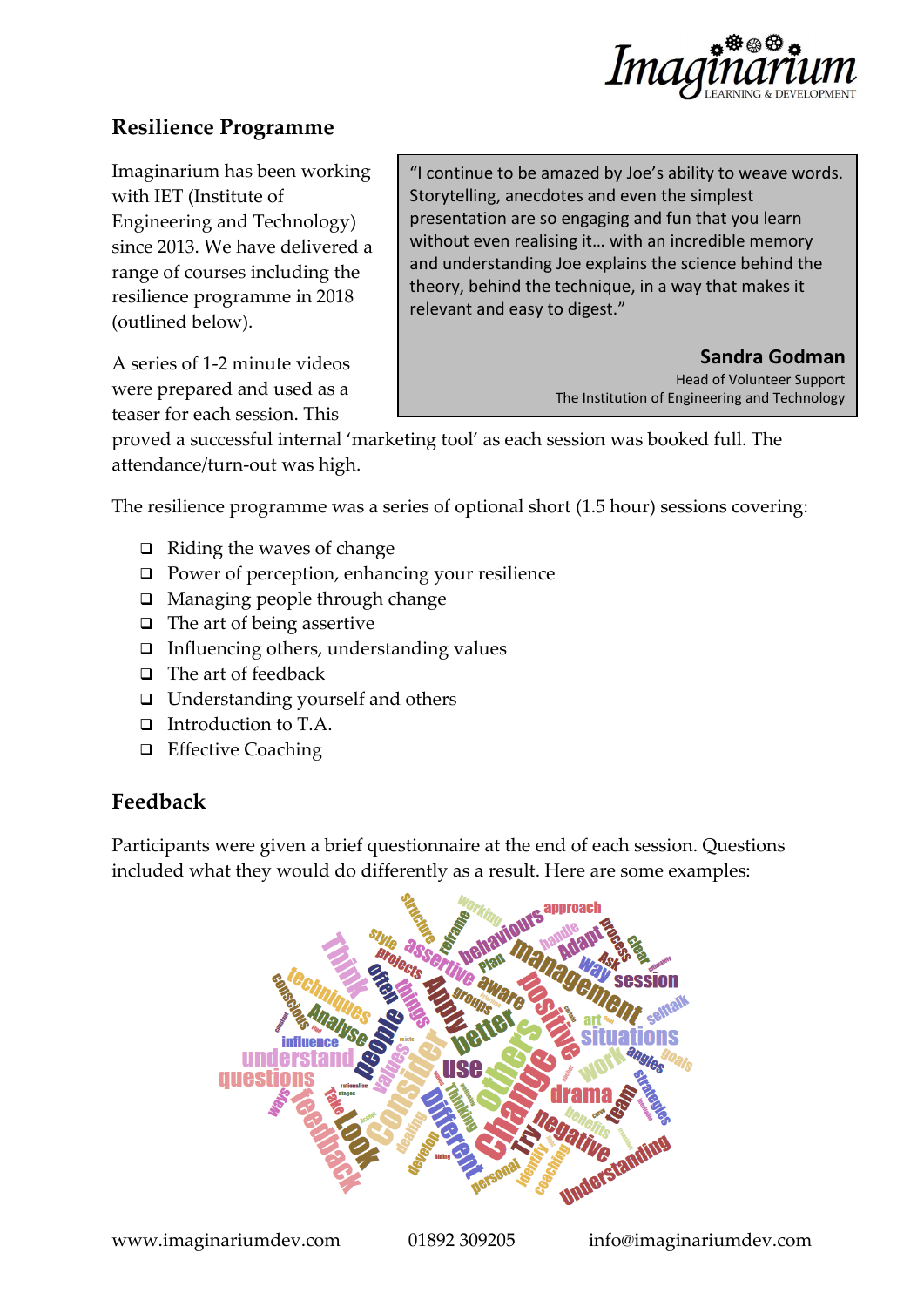## Resilience Programme

Imaginarium has been working with IET (Institute of Engineering and Technology) since 2013. We have delivered a range of courses including the resilience programme in 2018 (outlined below).

> "I continue to be amazed by Joe's ability to weave words. Storytelling, anecdotes and even the simplest presentation are so engaging and fun that you learn without even realising it… with an incredible memory and understanding Joe explains the science behind the theory, behind the technique, in a way that makes it relevant and easy to digest."
>
> **Sandra Godman**
> Head of Volunteer Support
> The Institution of Engineering and Technology

A series of 1-2 minute videos were prepared and used as a teaser for each session. This proved a successful internal 'marketing tool' as each session was booked full. The attendance/turn-out was high.

The resilience programme was a series of optional short (1.5 hour) sessions covering:

- Riding the waves of change
- Power of perception, enhancing your resilience
- Managing people through change
- The art of being assertive
- Influencing others, understanding values
- The art of feedback
- Understanding yourself and others
- Introduction to T.A.
- Effective Coaching

## Feedback

Participants were given a brief questionnaire at the end of each session. Questions included what they would do differently as a result. Here are some examples:

www.imaginariumdev.com 01892 309205 info@imaginariumdev.com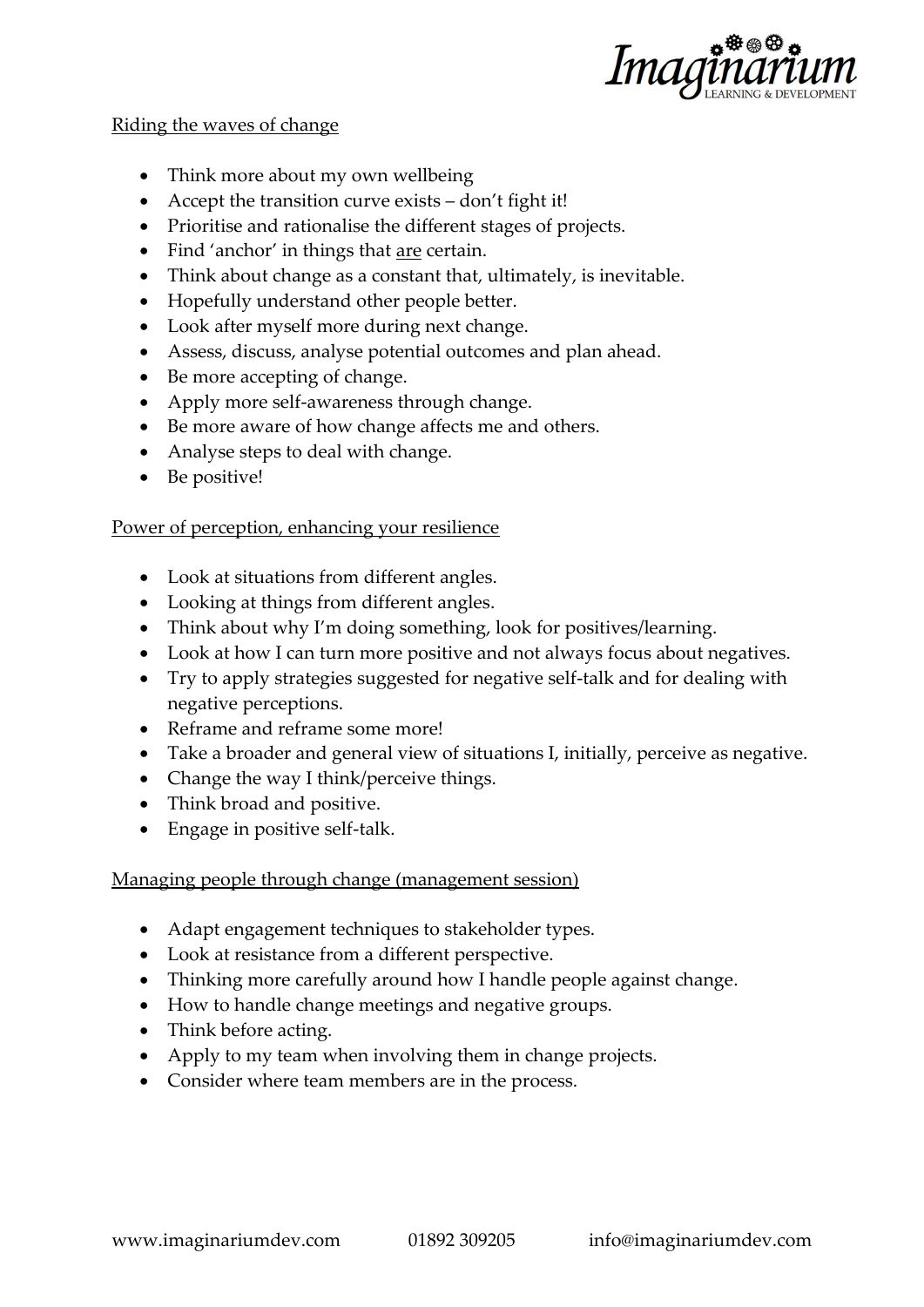<u>Riding the waves of change</u>

- Think more about my own wellbeing
- Accept the transition curve exists – don't fight it!
- Prioritise and rationalise the different stages of projects.
- Find 'anchor' in things that <u>are</u> certain.
- Think about change as a constant that, ultimately, is inevitable.
- Hopefully understand other people better.
- Look after myself more during next change.
- Assess, discuss, analyse potential outcomes and plan ahead.
- Be more accepting of change.
- Apply more self-awareness through change.
- Be more aware of how change affects me and others.
- Analyse steps to deal with change.
- Be positive!

<u>Power of perception, enhancing your resilience</u>

- Look at situations from different angles.
- Looking at things from different angles.
- Think about why I'm doing something, look for positives/learning.
- Look at how I can turn more positive and not always focus about negatives.
- Try to apply strategies suggested for negative self-talk and for dealing with negative perceptions.
- Reframe and reframe some more!
- Take a broader and general view of situations I, initially, perceive as negative.
- Change the way I think/perceive things.
- Think broad and positive.
- Engage in positive self-talk.

<u>Managing people through change (management session)</u>

- Adapt engagement techniques to stakeholder types.
- Look at resistance from a different perspective.
- Thinking more carefully around how I handle people against change.
- How to handle change meetings and negative groups.
- Think before acting.
- Apply to my team when involving them in change projects.
- Consider where team members are in the process.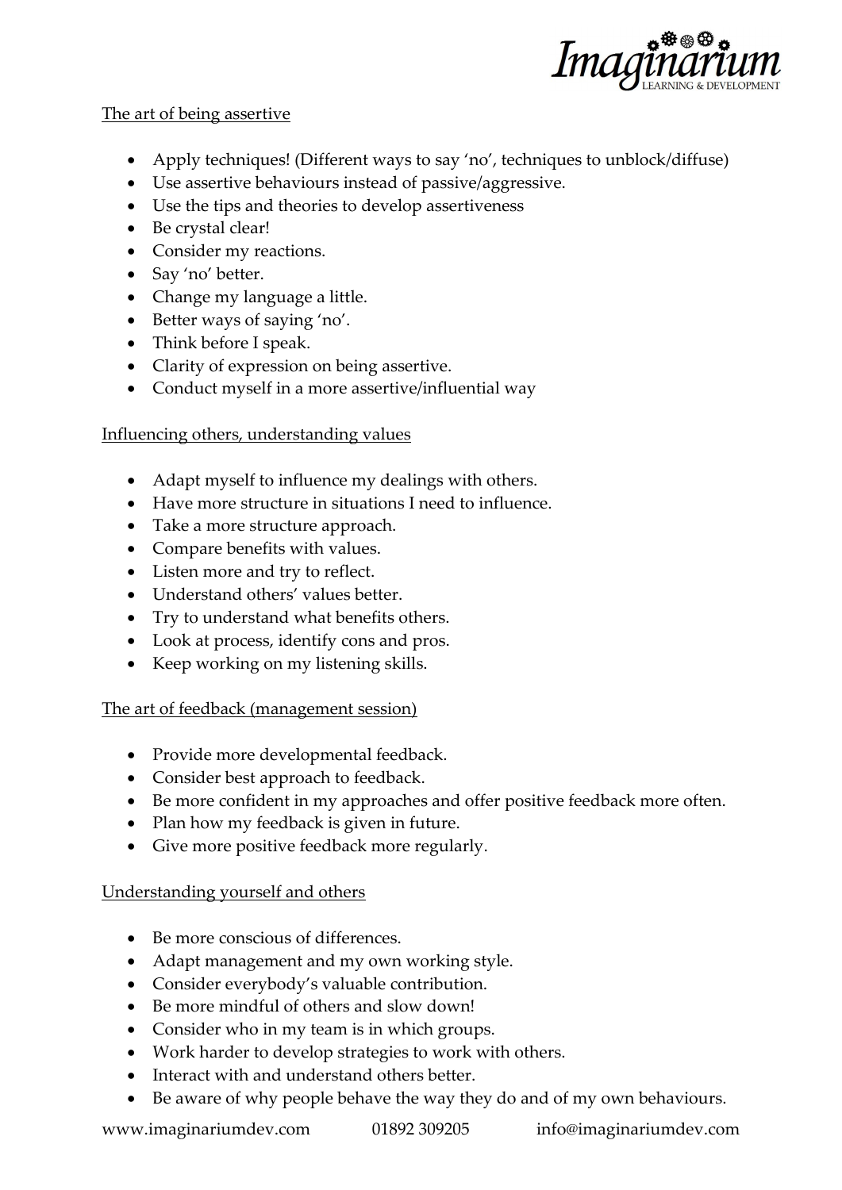## The art of being assertive

- Apply techniques! (Different ways to say 'no', techniques to unblock/diffuse)
- Use assertive behaviours instead of passive/aggressive.
- Use the tips and theories to develop assertiveness
- Be crystal clear!
- Consider my reactions.
- Say 'no' better.
- Change my language a little.
- Better ways of saying 'no'.
- Think before I speak.
- Clarity of expression on being assertive.
- Conduct myself in a more assertive/influential way

## Influencing others, understanding values

- Adapt myself to influence my dealings with others.
- Have more structure in situations I need to influence.
- Take a more structure approach.
- Compare benefits with values.
- Listen more and try to reflect.
- Understand others' values better.
- Try to understand what benefits others.
- Look at process, identify cons and pros.
- Keep working on my listening skills.

## The art of feedback (management session)

- Provide more developmental feedback.
- Consider best approach to feedback.
- Be more confident in my approaches and offer positive feedback more often.
- Plan how my feedback is given in future.
- Give more positive feedback more regularly.

## Understanding yourself and others

- Be more conscious of differences.
- Adapt management and my own working style.
- Consider everybody's valuable contribution.
- Be more mindful of others and slow down!
- Consider who in my team is in which groups.
- Work harder to develop strategies to work with others.
- Interact with and understand others better.
- Be aware of why people behave the way they do and of my own behaviours.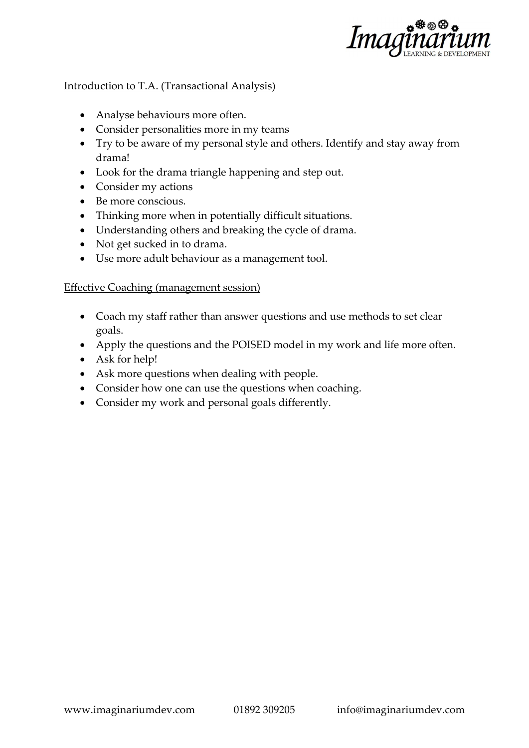Introduction to T.A. (Transactional Analysis)

- Analyse behaviours more often.
- Consider personalities more in my teams
- Try to be aware of my personal style and others. Identify and stay away from drama!
- Look for the drama triangle happening and step out.
- Consider my actions
- Be more conscious.
- Thinking more when in potentially difficult situations.
- Understanding others and breaking the cycle of drama.
- Not get sucked in to drama.
- Use more adult behaviour as a management tool.

Effective Coaching (management session)

- Coach my staff rather than answer questions and use methods to set clear goals.
- Apply the questions and the POISED model in my work and life more often.
- Ask for help!
- Ask more questions when dealing with people.
- Consider how one can use the questions when coaching.
- Consider my work and personal goals differently.